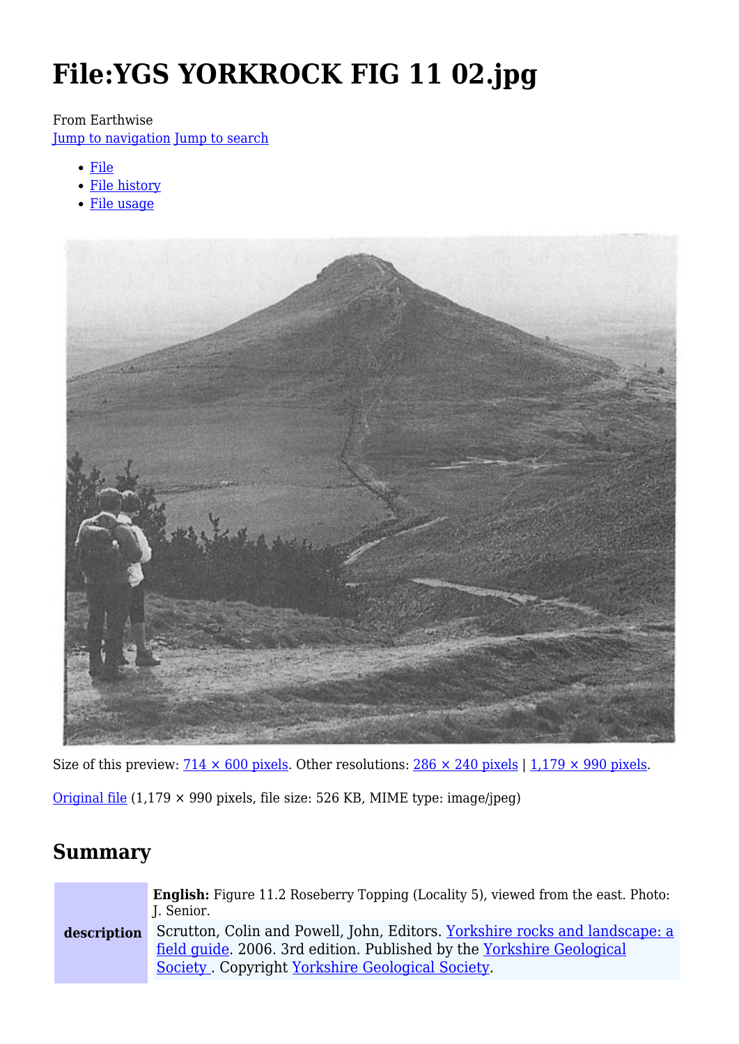# File:YGS YORKROCK FIG 11 02.jpg

From Earthwise

Jump to navigation Jump to search

- File
- File history
- File usage

Size of this preview: 714 × 600 pixels. Other resolutions: 286 × 240 pixels | 1,179 × 990 pixels.

Original file (1,179 × 990 pixels, file size: 526 KB, MIME type: image/jpeg)

## Summary

| description | **English:** Figure 11.2 Roseberry Topping (Locality 5), viewed from the east. Photo: J. Senior. Scrutton, Colin and Powell, John, Editors. Yorkshire rocks and landscape: a field guide. 2006. 3rd edition. Published by the Yorkshire Geological Society . Copyright Yorkshire Geological Society. |
|---|---|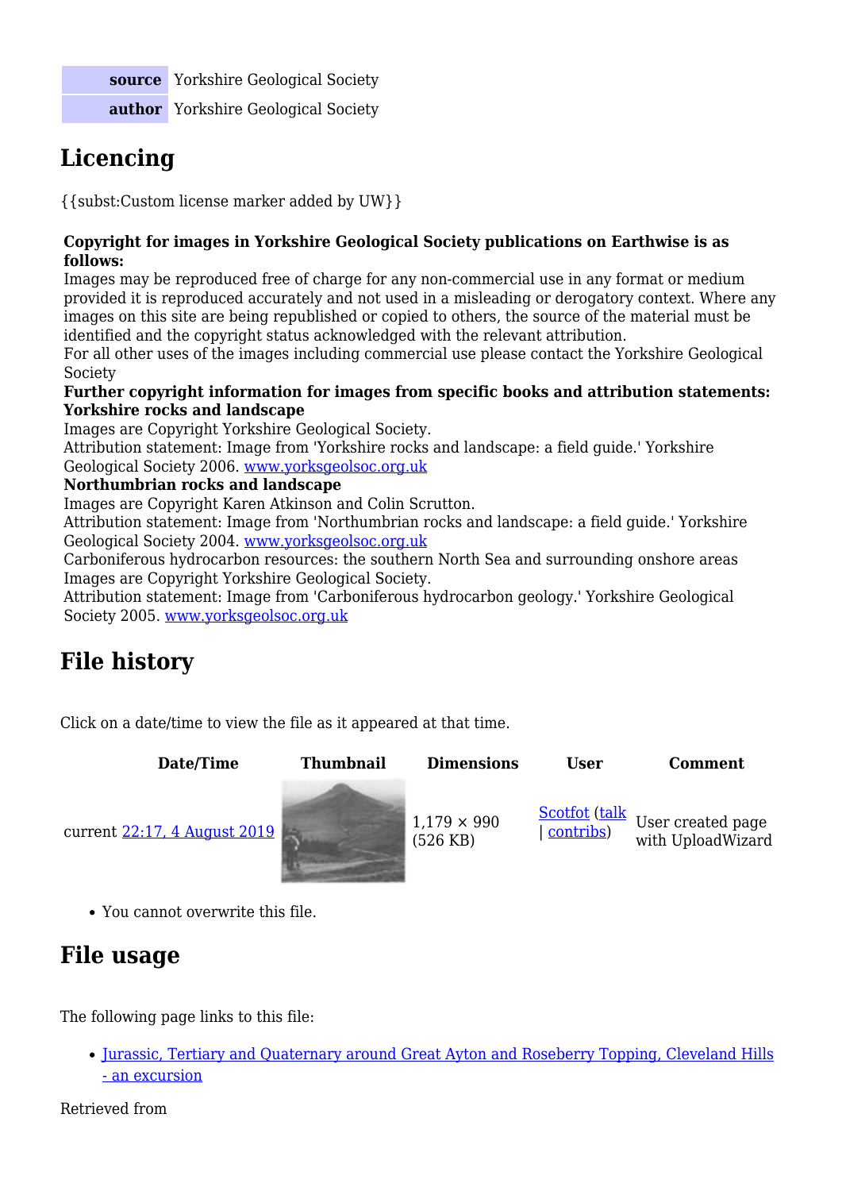| source | Yorkshire Geological Society |
| --- | --- |
| author | Yorkshire Geological Society |

## Licencing

{{subst:Custom license marker added by UW}}

**Copyright for images in Yorkshire Geological Society publications on Earthwise is as follows:**
Images may be reproduced free of charge for any non-commercial use in any format or medium provided it is reproduced accurately and not used in a misleading or derogatory context. Where any images on this site are being republished or copied to others, the source of the material must be identified and the copyright status acknowledged with the relevant attribution.
For all other uses of the images including commercial use please contact the Yorkshire Geological Society
**Further copyright information for images from specific books and attribution statements:**
**Yorkshire rocks and landscape**
Images are Copyright Yorkshire Geological Society.
Attribution statement: Image from 'Yorkshire rocks and landscape: a field guide.' Yorkshire Geological Society 2006. www.yorksgeolsoc.org.uk
**Northumbrian rocks and landscape**
Images are Copyright Karen Atkinson and Colin Scrutton.
Attribution statement: Image from 'Northumbrian rocks and landscape: a field guide.' Yorkshire Geological Society 2004. www.yorksgeolsoc.org.uk
Carboniferous hydrocarbon resources: the southern North Sea and surrounding onshore areas
Images are Copyright Yorkshire Geological Society.
Attribution statement: Image from 'Carboniferous hydrocarbon geology.' Yorkshire Geological Society 2005. www.yorksgeolsoc.org.uk

## File history

Click on a date/time to view the file as it appeared at that time.

| | Date/Time | Thumbnail | Dimensions | User | Comment |
| --- | --- | --- | --- | --- | --- |
| current | 22:17, 4 August 2019 | | 1,179 × 990 (526 KB) | Scotfot (talk \| contribs) | User created page with UploadWizard |

- You cannot overwrite this file.

## File usage

The following page links to this file:

- Jurassic, Tertiary and Quaternary around Great Ayton and Roseberry Topping, Cleveland Hills - an excursion

Retrieved from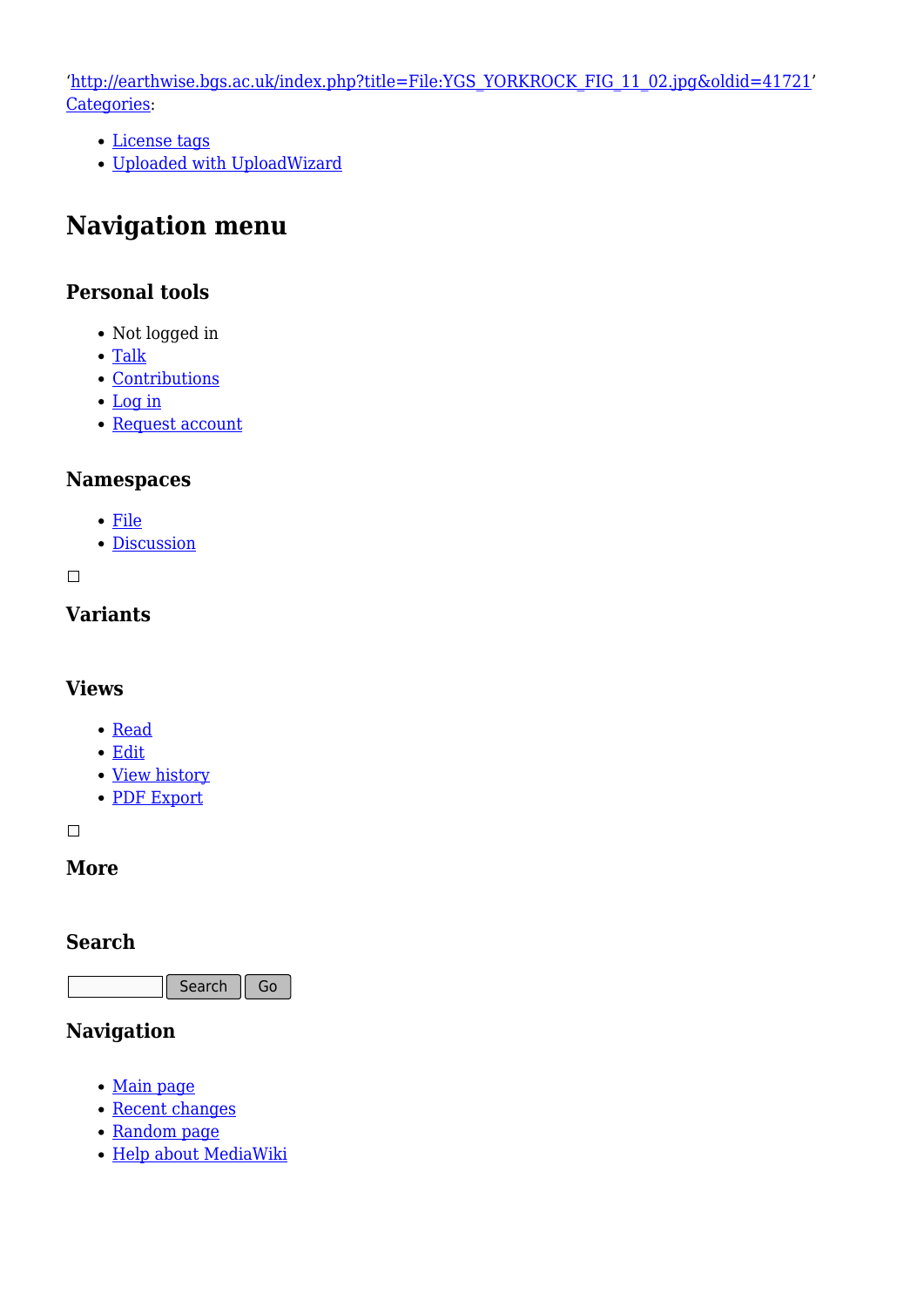'http://earthwise.bgs.ac.uk/index.php?title=File:YGS_YORKROCK_FIG_11_02.jpg&oldid=41721'
Categories:

- License tags
- Uploaded with UploadWizard

# Navigation menu

## Personal tools

- Not logged in
- Talk
- Contributions
- Log in
- Request account

## Namespaces

- File
- Discussion

## Variants

## Views

- Read
- Edit
- View history
- PDF Export

## More

## Search

Search Go

## Navigation

- Main page
- Recent changes
- Random page
- Help about MediaWiki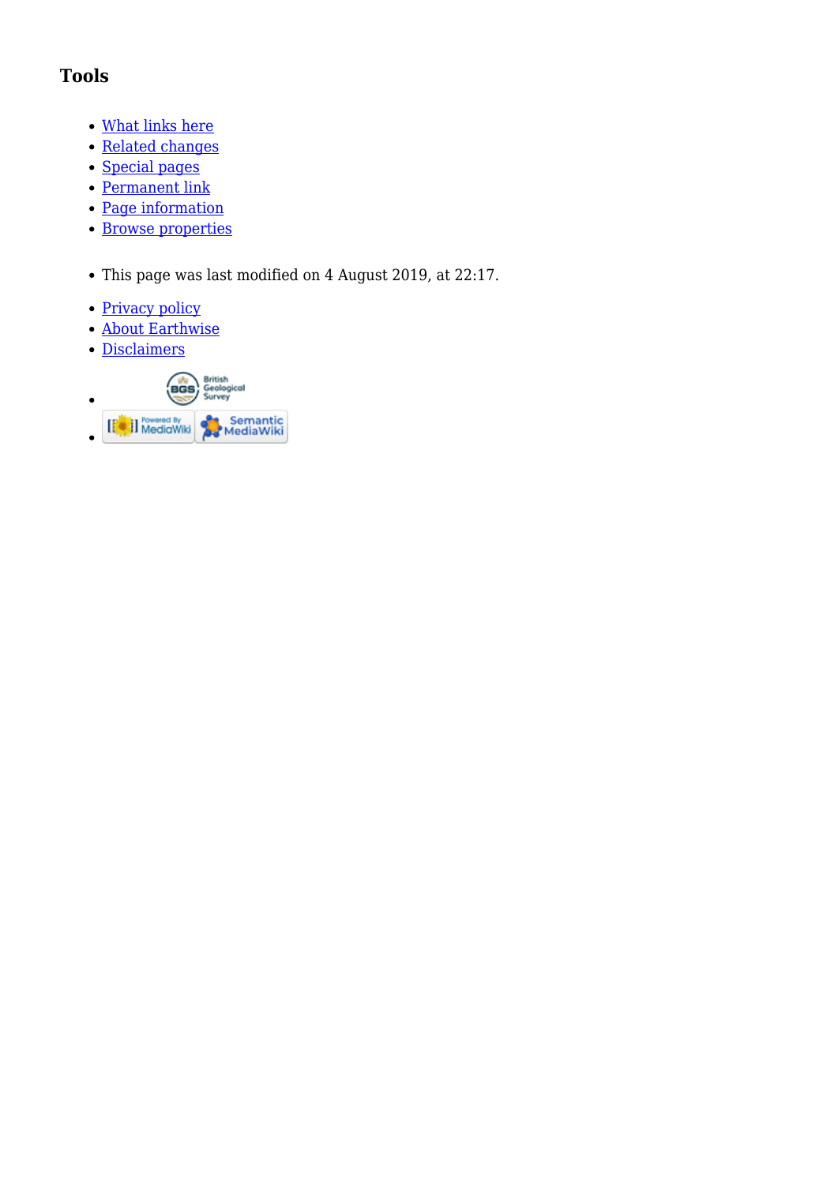### Tools

- What links here
- Related changes
- Special pages
- Permanent link
- Page information
- Browse properties

- This page was last modified on 4 August 2019, at 22:17.

- Privacy policy
- About Earthwise
- Disclaimers